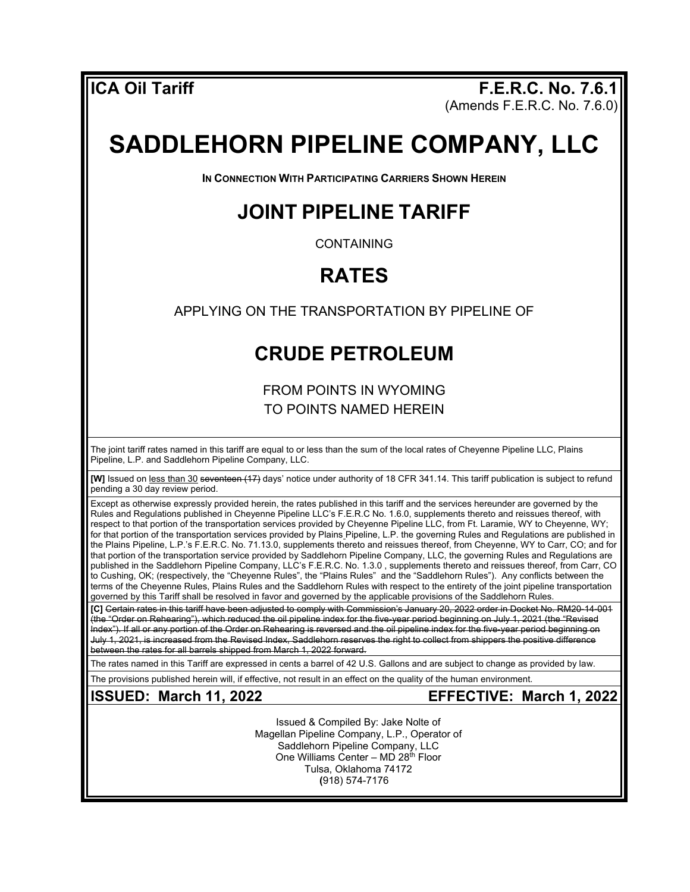**ICA Oil Tariff** **F.E.R.C. No. 7.6.1**
(Amends F.E.R.C. No. 7.6.0)

# SADDLEHORN PIPELINE COMPANY, LLC

**IN CONNECTION WITH PARTICIPATING CARRIERS SHOWN HEREIN**

## JOINT PIPELINE TARIFF

CONTAINING

## RATES

APPLYING ON THE TRANSPORTATION BY PIPELINE OF

## CRUDE PETROLEUM

FROM POINTS IN WYOMING
TO POINTS NAMED HEREIN

The joint tariff rates named in this tariff are equal to or less than the sum of the local rates of Cheyenne Pipeline LLC, Plains Pipeline, L.P. and Saddlehorn Pipeline Company, LLC.

**[W]** Issued on less than 30 ~~seventeen (17)~~ days' notice under authority of 18 CFR 341.14. This tariff publication is subject to refund pending a 30 day review period.

Except as otherwise expressly provided herein, the rates published in this tariff and the services hereunder are governed by the Rules and Regulations published in Cheyenne Pipeline LLC's F.E.R.C No. 1.6.0, supplements thereto and reissues thereof, with respect to that portion of the transportation services provided by Cheyenne Pipeline LLC, from Ft. Laramie, WY to Cheyenne, WY; for that portion of the transportation services provided by Plains Pipeline, L.P. the governing Rules and Regulations are published in the Plains Pipeline, L.P.'s F.E.R.C. No. 71.13.0, supplements thereto and reissues thereof, from Cheyenne, WY to Carr, CO; and for that portion of the transportation service provided by Saddlehorn Pipeline Company, LLC, the governing Rules and Regulations are published in the Saddlehorn Pipeline Company, LLC's F.E.R.C. No. 1.3.0 , supplements thereto and reissues thereof, from Carr, CO to Cushing, OK; (respectively, the "Cheyenne Rules", the "Plains Rules" and the "Saddlehorn Rules"). Any conflicts between the terms of the Cheyenne Rules, Plains Rules and the Saddlehorn Rules with respect to the entirety of the joint pipeline transportation governed by this Tariff shall be resolved in favor and governed by the applicable provisions of the Saddlehorn Rules.

**[C]** ~~Certain rates in this tariff have been adjusted to comply with Commission's January 20, 2022 order in Docket No. RM20-14-001 (the "Order on Rehearing"), which reduced the oil pipeline index for the five-year period beginning on July 1, 2021 (the "Revised Index"). If all or any portion of the Order on Rehearing is reversed and the oil pipeline index for the five-year period beginning on July 1, 2021, is increased from the Revised Index, Saddlehorn reserves the right to collect from shippers the positive difference between the rates for all barrels shipped from March 1, 2022 forward.~~

The rates named in this Tariff are expressed in cents a barrel of 42 U.S. Gallons and are subject to change as provided by law.

The provisions published herein will, if effective, not result in an effect on the quality of the human environment.

**ISSUED: March 11, 2022** **EFFECTIVE: March 1, 2022**

Issued & Compiled By: Jake Nolte of
Magellan Pipeline Company, L.P., Operator of
Saddlehorn Pipeline Company, LLC
One Williams Center – MD 28th Floor
Tulsa, Oklahoma 74172
(918) 574-7176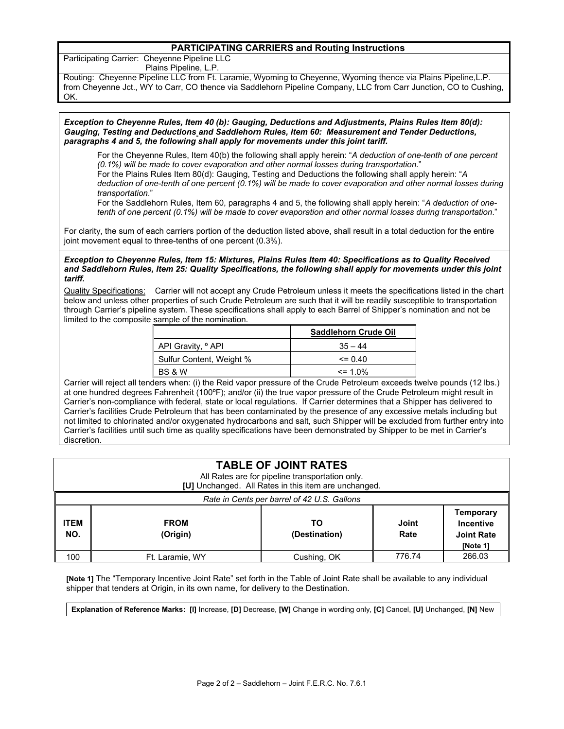## PARTICIPATING CARRIERS and Routing Instructions

Participating Carrier: Cheyenne Pipeline LLC
Plains Pipeline, L.P.

Routing: Cheyenne Pipeline LLC from Ft. Laramie, Wyoming to Cheyenne, Wyoming thence via Plains Pipeline,L.P. from Cheyenne Jct., WY to Carr, CO thence via Saddlehorn Pipeline Company, LLC from Carr Junction, CO to Cushing, OK.

***Exception to Cheyenne Rules, Item 40 (b): Gauging, Deductions and Adjustments, Plains Rules Item 80(d): Gauging, Testing and Deductions and Saddlehorn Rules, Item 60: Measurement and Tender Deductions, paragraphs 4 and 5, the following shall apply for movements under this joint tariff.***

For the Cheyenne Rules, Item 40(b) the following shall apply herein: "*A deduction of one-tenth of one percent (0.1%) will be made to cover evaporation and other normal losses during transportation*."
For the Plains Rules Item 80(d): Gauging, Testing and Deductions the following shall apply herein: "*A deduction of one-tenth of one percent (0.1%) will be made to cover evaporation and other normal losses during transportation*."
For the Saddlehorn Rules, Item 60, paragraphs 4 and 5, the following shall apply herein: "*A deduction of one-tenth of one percent (0.1%) will be made to cover evaporation and other normal losses during transportation*."

For clarity, the sum of each carriers portion of the deduction listed above, shall result in a total deduction for the entire joint movement equal to three-tenths of one percent (0.3%).

***Exception to Cheyenne Rules, Item 15: Mixtures, Plains Rules Item 40: Specifications as to Quality Received and Saddlehorn Rules, Item 25: Quality Specifications, the following shall apply for movements under this joint tariff.***

Quality Specifications: Carrier will not accept any Crude Petroleum unless it meets the specifications listed in the chart below and unless other properties of such Crude Petroleum are such that it will be readily susceptible to transportation through Carrier's pipeline system. These specifications shall apply to each Barrel of Shipper's nomination and not be limited to the composite sample of the nomination.

| | **Saddlehorn Crude Oil** |
|---|---|
| API Gravity, º API | 35 – 44 |
| Sulfur Content, Weight % | <= 0.40 |
| BS & W | <= 1.0% |

Carrier will reject all tenders when: (i) the Reid vapor pressure of the Crude Petroleum exceeds twelve pounds (12 lbs.) at one hundred degrees Fahrenheit (100ºF); and/or (ii) the true vapor pressure of the Crude Petroleum might result in Carrier's non-compliance with federal, state or local regulations. If Carrier determines that a Shipper has delivered to Carrier's facilities Crude Petroleum that has been contaminated by the presence of any excessive metals including but not limited to chlorinated and/or oxygenated hydrocarbons and salt, such Shipper will be excluded from further entry into Carrier's facilities until such time as quality specifications have been demonstrated by Shipper to be met in Carrier's discretion.

## TABLE OF JOINT RATES

All Rates are for pipeline transportation only.
**[U]** Unchanged. All Rates in this item are unchanged.

*Rate in Cents per barrel of 42 U.S. Gallons*

| ITEM NO. | FROM (Origin) | TO (Destination) | Joint Rate | Temporary Incentive Joint Rate [Note 1] |
|---|---|---|---|---|
| 100 | Ft. Laramie, WY | Cushing, OK | 776.74 | 266.03 |

**[Note 1]** The "Temporary Incentive Joint Rate" set forth in the Table of Joint Rate shall be available to any individual shipper that tenders at Origin, in its own name, for delivery to the Destination.

**Explanation of Reference Marks: [I]** Increase, **[D]** Decrease, **[W]** Change in wording only, **[C]** Cancel, **[U]** Unchanged, **[N]** New